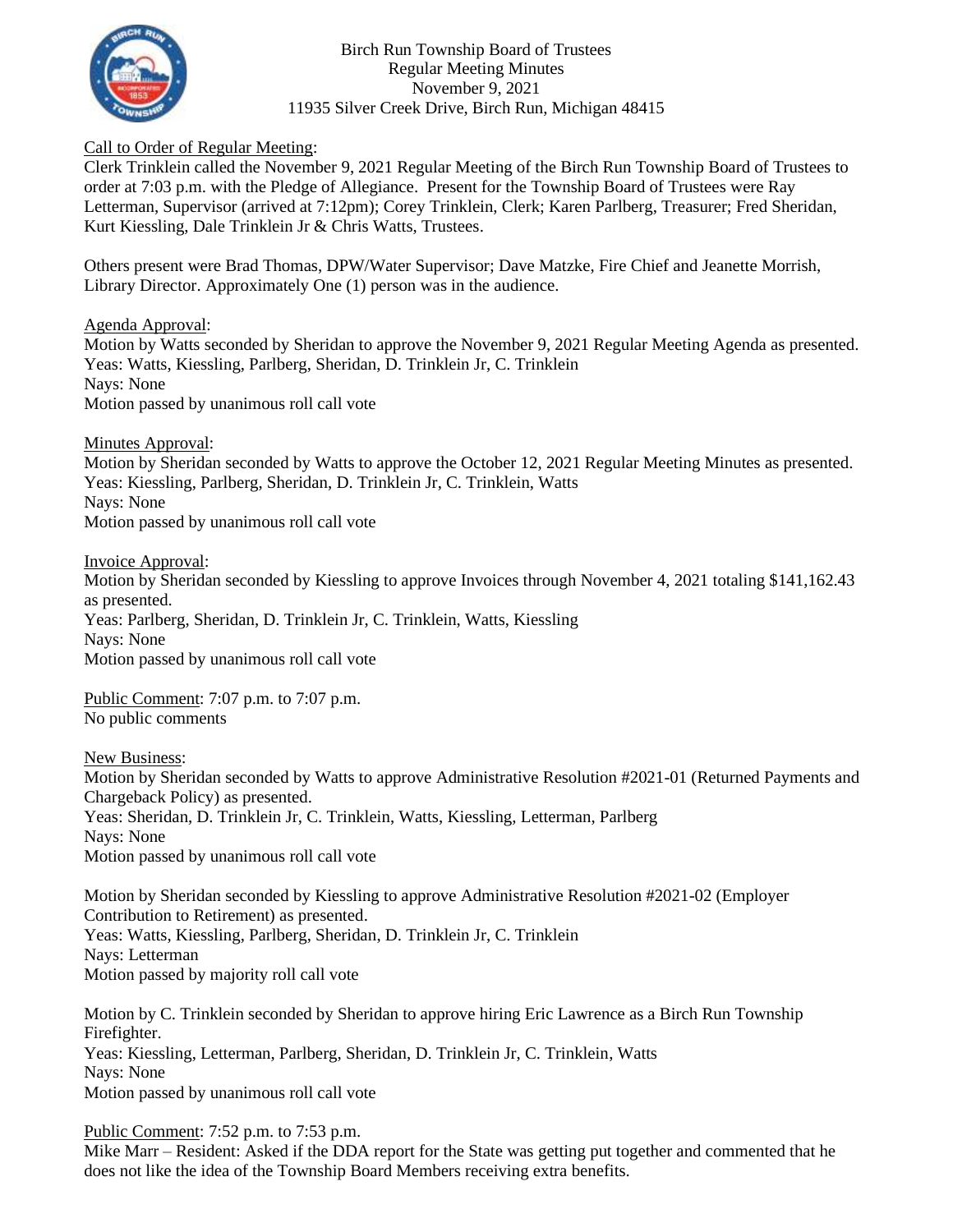Birch Run Township Board of Trustees
Regular Meeting Minutes
November 9, 2021
11935 Silver Creek Drive, Birch Run, Michigan 48415

Call to Order of Regular Meeting:
Clerk Trinklein called the November 9, 2021 Regular Meeting of the Birch Run Township Board of Trustees to order at 7:03 p.m. with the Pledge of Allegiance. Present for the Township Board of Trustees were Ray Letterman, Supervisor (arrived at 7:12pm); Corey Trinklein, Clerk; Karen Parlberg, Treasurer; Fred Sheridan, Kurt Kiessling, Dale Trinklein Jr & Chris Watts, Trustees.

Others present were Brad Thomas, DPW/Water Supervisor; Dave Matzke, Fire Chief and Jeanette Morrish, Library Director. Approximately One (1) person was in the audience.

Agenda Approval:
Motion by Watts seconded by Sheridan to approve the November 9, 2021 Regular Meeting Agenda as presented.
Yeas: Watts, Kiessling, Parlberg, Sheridan, D. Trinklein Jr, C. Trinklein
Nays: None
Motion passed by unanimous roll call vote

Minutes Approval:
Motion by Sheridan seconded by Watts to approve the October 12, 2021 Regular Meeting Minutes as presented.
Yeas: Kiessling, Parlberg, Sheridan, D. Trinklein Jr, C. Trinklein, Watts
Nays: None
Motion passed by unanimous roll call vote

Invoice Approval:
Motion by Sheridan seconded by Kiessling to approve Invoices through November 4, 2021 totaling $141,162.43 as presented.
Yeas: Parlberg, Sheridan, D. Trinklein Jr, C. Trinklein, Watts, Kiessling
Nays: None
Motion passed by unanimous roll call vote

Public Comment: 7:07 p.m. to 7:07 p.m.
No public comments

New Business:
Motion by Sheridan seconded by Watts to approve Administrative Resolution #2021-01 (Returned Payments and Chargeback Policy) as presented.
Yeas: Sheridan, D. Trinklein Jr, C. Trinklein, Watts, Kiessling, Letterman, Parlberg
Nays: None
Motion passed by unanimous roll call vote

Motion by Sheridan seconded by Kiessling to approve Administrative Resolution #2021-02 (Employer Contribution to Retirement) as presented.
Yeas: Watts, Kiessling, Parlberg, Sheridan, D. Trinklein Jr, C. Trinklein
Nays: Letterman
Motion passed by majority roll call vote

Motion by C. Trinklein seconded by Sheridan to approve hiring Eric Lawrence as a Birch Run Township Firefighter.
Yeas: Kiessling, Letterman, Parlberg, Sheridan, D. Trinklein Jr, C. Trinklein, Watts
Nays: None
Motion passed by unanimous roll call vote

Public Comment: 7:52 p.m. to 7:53 p.m.
Mike Marr – Resident: Asked if the DDA report for the State was getting put together and commented that he does not like the idea of the Township Board Members receiving extra benefits.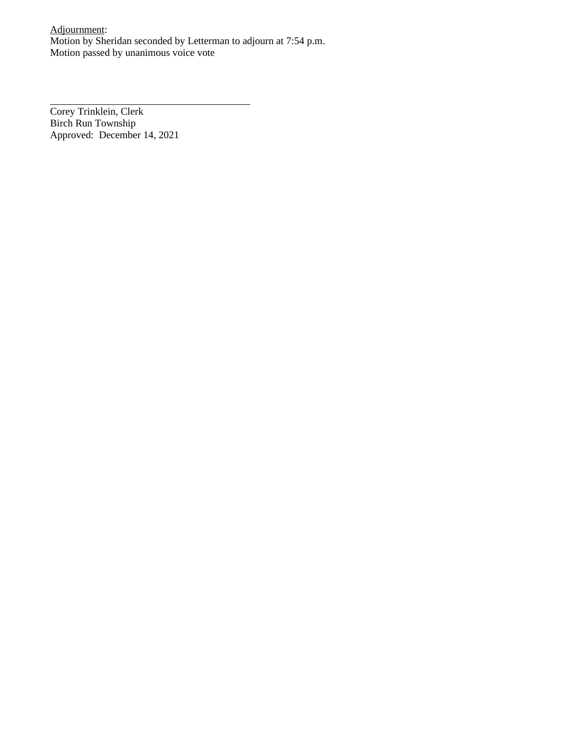Adjournment:
Motion by Sheridan seconded by Letterman to adjourn at 7:54 p.m.
Motion passed by unanimous voice vote

\_\_\_\_\_\_\_\_\_\_\_\_\_\_\_\_\_\_\_\_\_\_\_\_\_\_\_\_\_\_\_\_\_\_\_\_\_\_\_\_

Corey Trinklein, Clerk
Birch Run Township
Approved: December 14, 2021